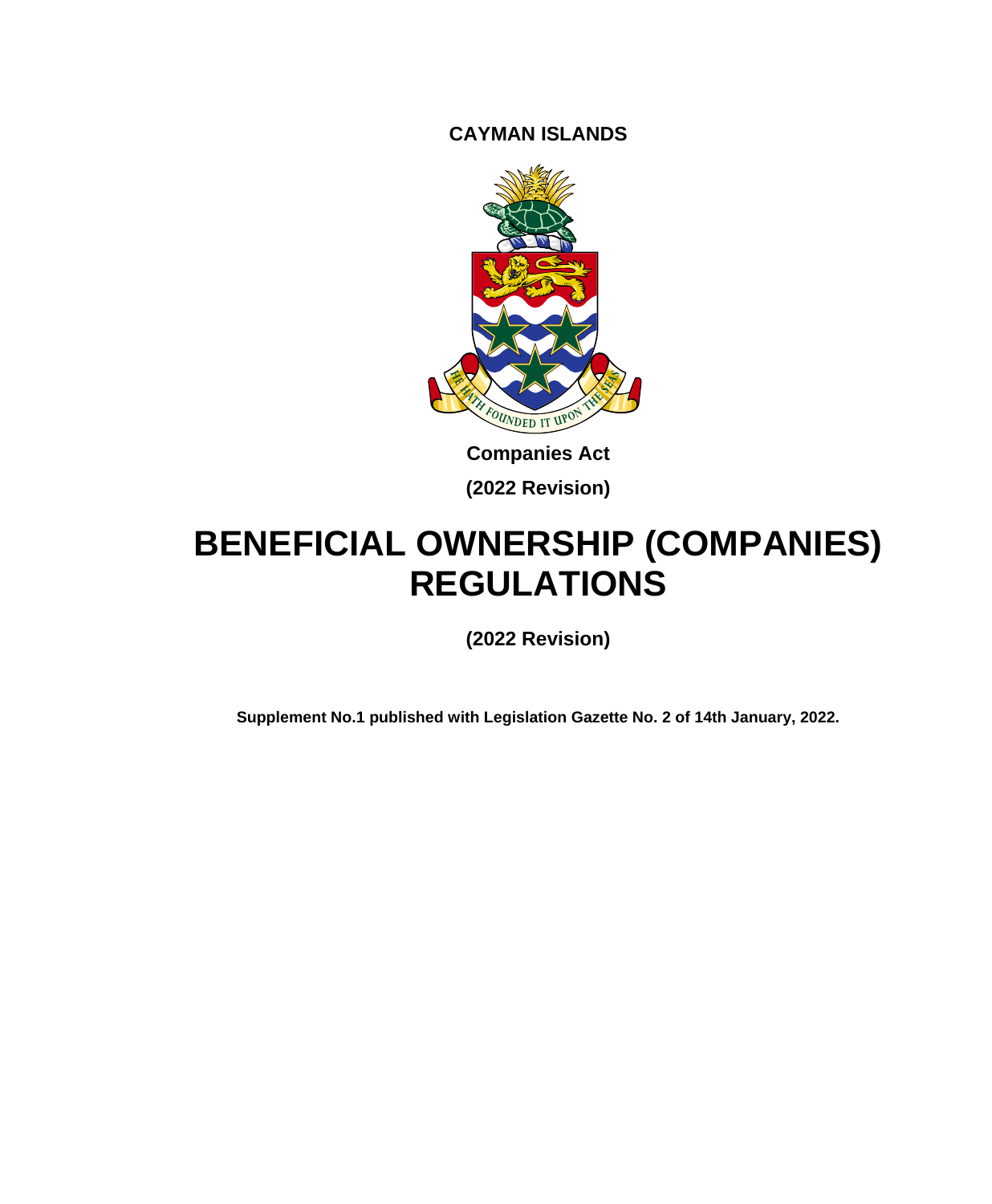**CAYMAN ISLANDS**

**Companies Act**

**(2022 Revision)**

# BENEFICIAL OWNERSHIP (COMPANIES) REGULATIONS

**(2022 Revision)**

**Supplement No.1 published with Legislation Gazette No. 2 of 14th January, 2022.**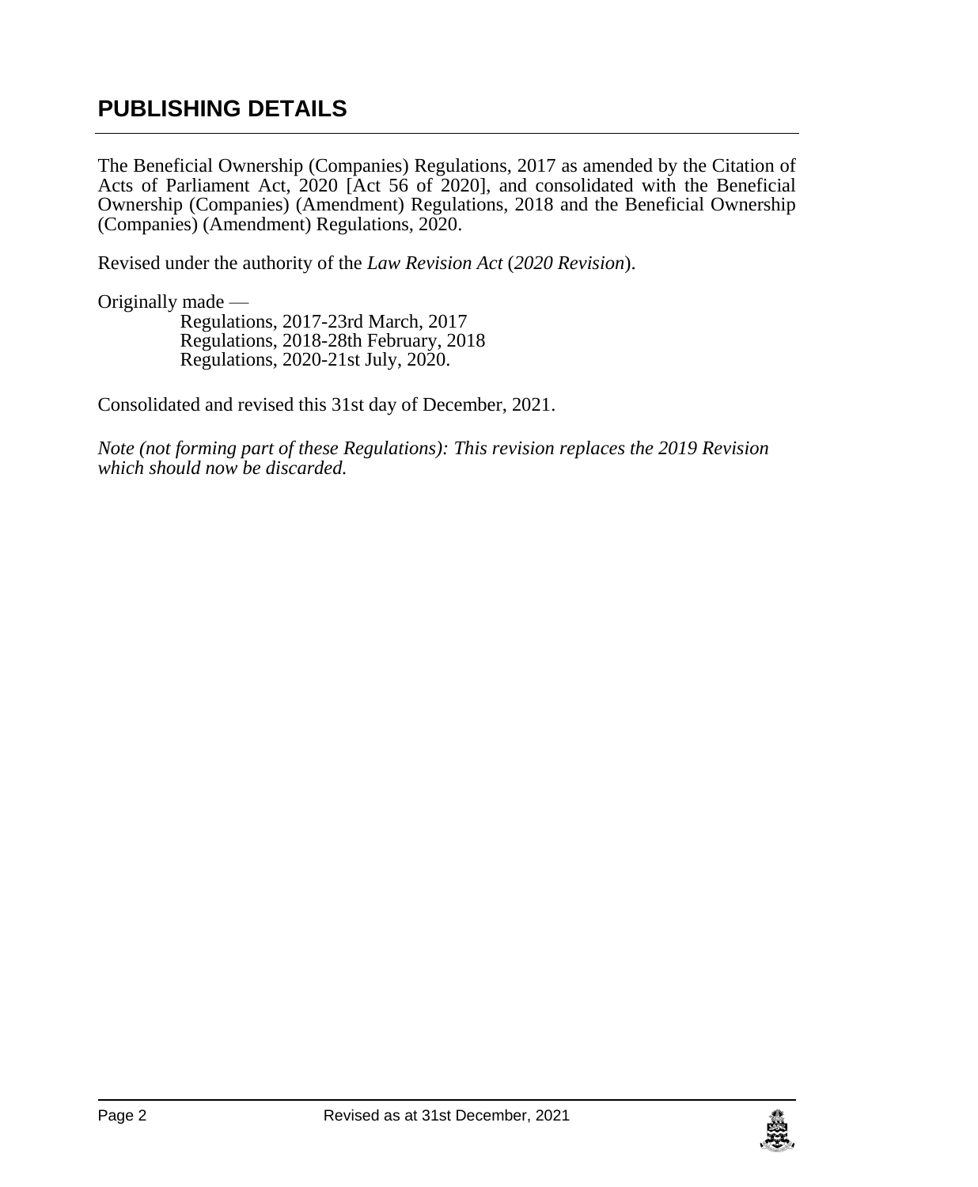# PUBLISHING DETAILS

The Beneficial Ownership (Companies) Regulations, 2017 as amended by the Citation of Acts of Parliament Act, 2020 [Act 56 of 2020], and consolidated with the Beneficial Ownership (Companies) (Amendment) Regulations, 2018 and the Beneficial Ownership (Companies) (Amendment) Regulations, 2020.

Revised under the authority of the *Law Revision Act* (*2020 Revision*).

Originally made —

Regulations, 2017-23rd March, 2017
Regulations, 2018-28th February, 2018
Regulations, 2020-21st July, 2020.

Consolidated and revised this 31st day of December, 2021.

*Note (not forming part of these Regulations): This revision replaces the 2019 Revision which should now be discarded.*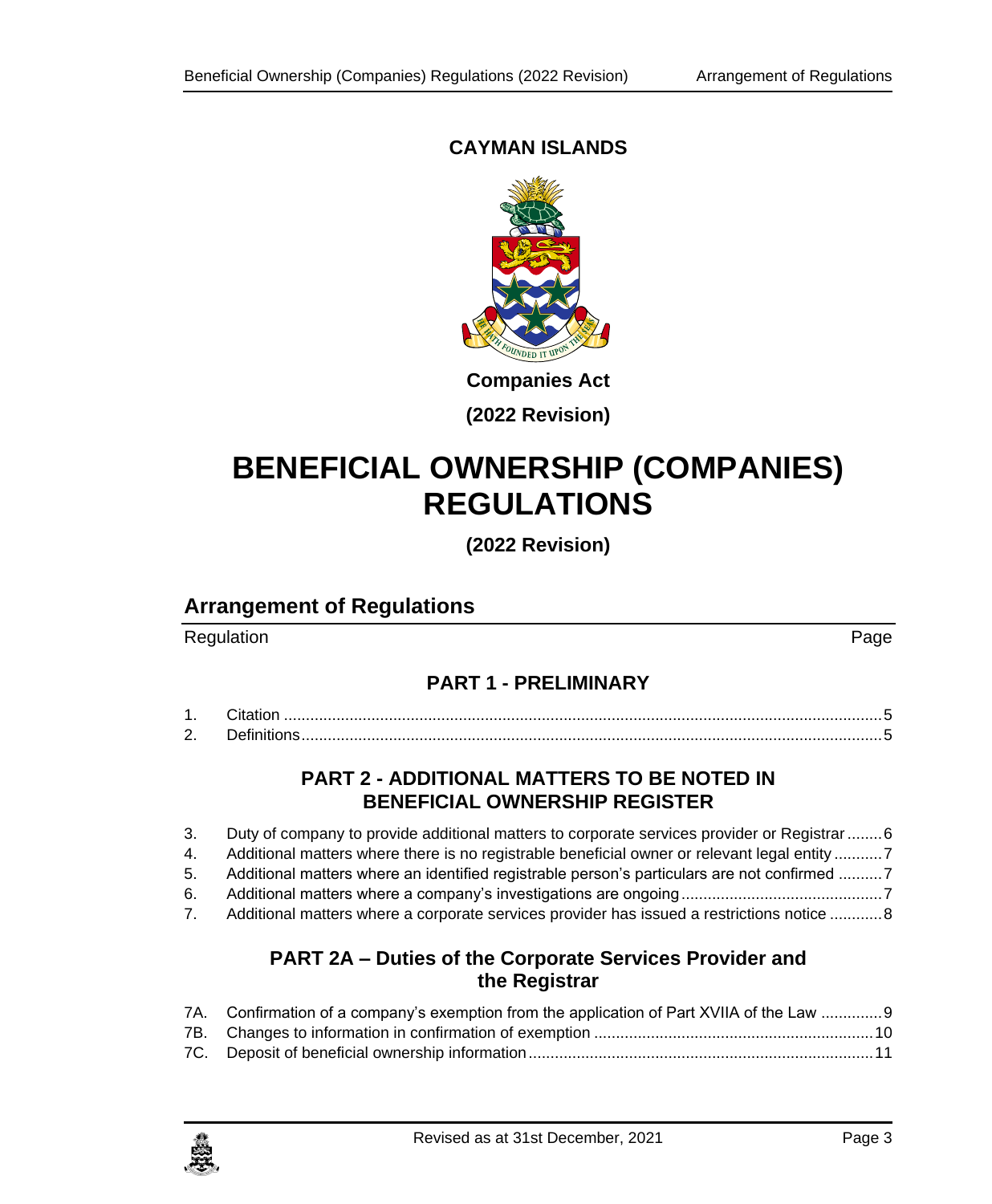**CAYMAN ISLANDS**

**Companies Act**

**(2022 Revision)**

# BENEFICIAL OWNERSHIP (COMPANIES) REGULATIONS

**(2022 Revision)**

## Arrangement of Regulations

| Regulation | | Page |
|---|---|---|
| | **PART 1 - PRELIMINARY** | |
| 1. | Citation | 5 |
| 2. | Definitions | 5 |
| | **PART 2 - ADDITIONAL MATTERS TO BE NOTED IN BENEFICIAL OWNERSHIP REGISTER** | |
| 3. | Duty of company to provide additional matters to corporate services provider or Registrar | 6 |
| 4. | Additional matters where there is no registrable beneficial owner or relevant legal entity | 7 |
| 5. | Additional matters where an identified registrable person's particulars are not confirmed | 7 |
| 6. | Additional matters where a company's investigations are ongoing | 7 |
| 7. | Additional matters where a corporate services provider has issued a restrictions notice | 8 |
| | **PART 2A – Duties of the Corporate Services Provider and the Registrar** | |
| 7A. | Confirmation of a company's exemption from the application of Part XVIIA of the Law | 9 |
| 7B. | Changes to information in confirmation of exemption | 10 |
| 7C. | Deposit of beneficial ownership information | 11 |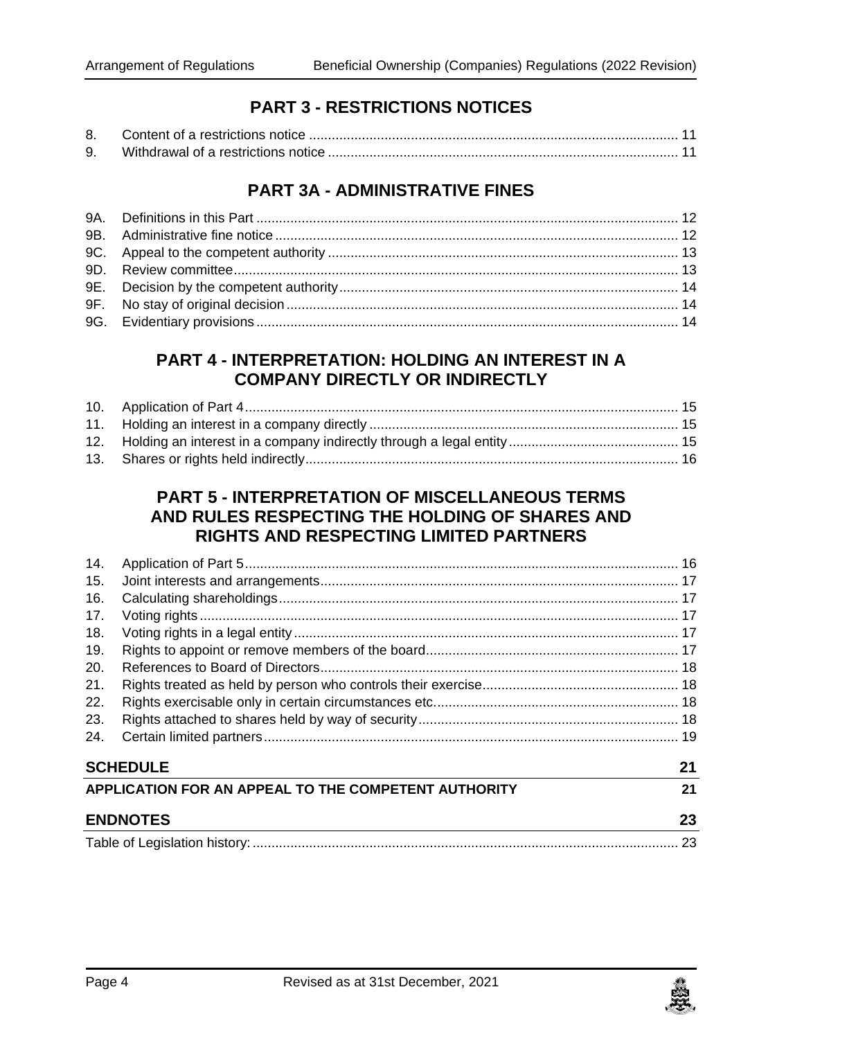## PART 3 - RESTRICTIONS NOTICES

8. Content of a restrictions notice ........................................................................................... 11
9. Withdrawal of a restrictions notice ........................................................................................ 11

## PART 3A - ADMINISTRATIVE FINES

9A. Definitions in this Part ........................................................................................................ 12
9B. Administrative fine notice ................................................................................................... 12
9C. Appeal to the competent authority ...................................................................................... 13
9D. Review committee ............................................................................................................... 13
9E. Decision by the competent authority ................................................................................... 14
9F. No stay of original decision ................................................................................................. 14
9G. Evidentiary provisions ......................................................................................................... 14

## PART 4 - INTERPRETATION: HOLDING AN INTEREST IN A COMPANY DIRECTLY OR INDIRECTLY

10. Application of Part 4 ........................................................................................................... 15
11. Holding an interest in a company directly ........................................................................... 15
12. Holding an interest in a company indirectly through a legal entity ...................................... 15
13. Shares or rights held indirectly ............................................................................................ 16

## PART 5 - INTERPRETATION OF MISCELLANEOUS TERMS AND RULES RESPECTING THE HOLDING OF SHARES AND RIGHTS AND RESPECTING LIMITED PARTNERS

14. Application of Part 5 ........................................................................................................... 16
15. Joint interests and arrangements ........................................................................................ 17
16. Calculating shareholdings ................................................................................................... 17
17. Voting rights ....................................................................................................................... 17
18. Voting rights in a legal entity ............................................................................................... 17
19. Rights to appoint or remove members of the board ............................................................ 17
20. References to Board of Directors ........................................................................................ 18
21. Rights treated as held by person who controls their exercise .............................................. 18
22. Rights exercisable only in certain circumstances etc. .......................................................... 18
23. Rights attached to shares held by way of security ............................................................... 18
24. Certain limited partners ...................................................................................................... 19

**SCHEDULE** 21

**APPLICATION FOR AN APPEAL TO THE COMPETENT AUTHORITY** 21

**ENDNOTES** 23

Table of Legislation history: ........................................................................................................ 23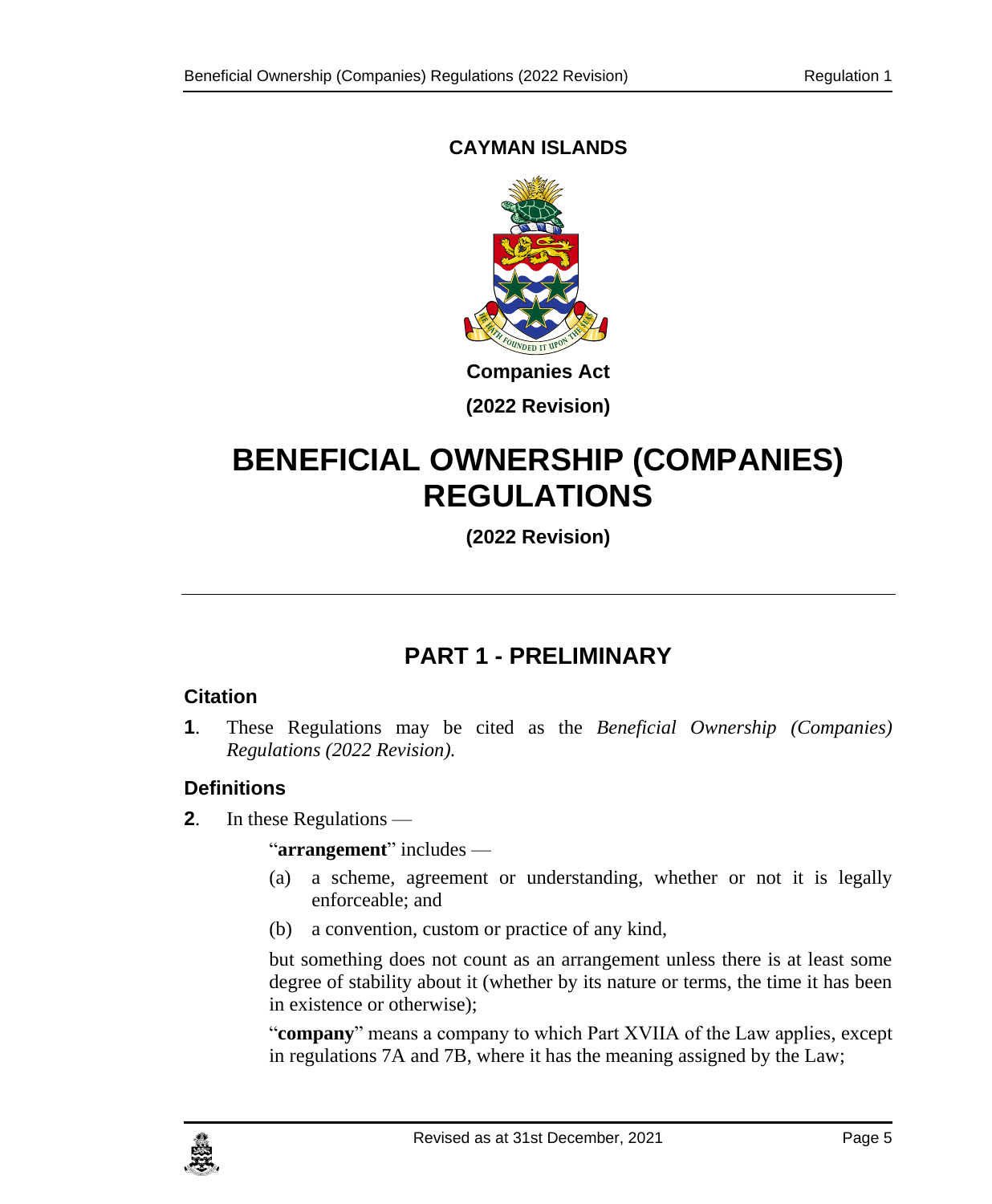**CAYMAN ISLANDS**

**Companies Act**

**(2022 Revision)**

# BENEFICIAL OWNERSHIP (COMPANIES) REGULATIONS

**(2022 Revision)**

## PART 1 - PRELIMINARY

### Citation

**1**. These Regulations may be cited as the *Beneficial Ownership (Companies) Regulations (2022 Revision).*

### Definitions

**2**. In these Regulations —

"**arrangement**" includes —

(a) a scheme, agreement or understanding, whether or not it is legally enforceable; and

(b) a convention, custom or practice of any kind,

but something does not count as an arrangement unless there is at least some degree of stability about it (whether by its nature or terms, the time it has been in existence or otherwise);

"**company**" means a company to which Part XVIIA of the Law applies, except in regulations 7A and 7B, where it has the meaning assigned by the Law;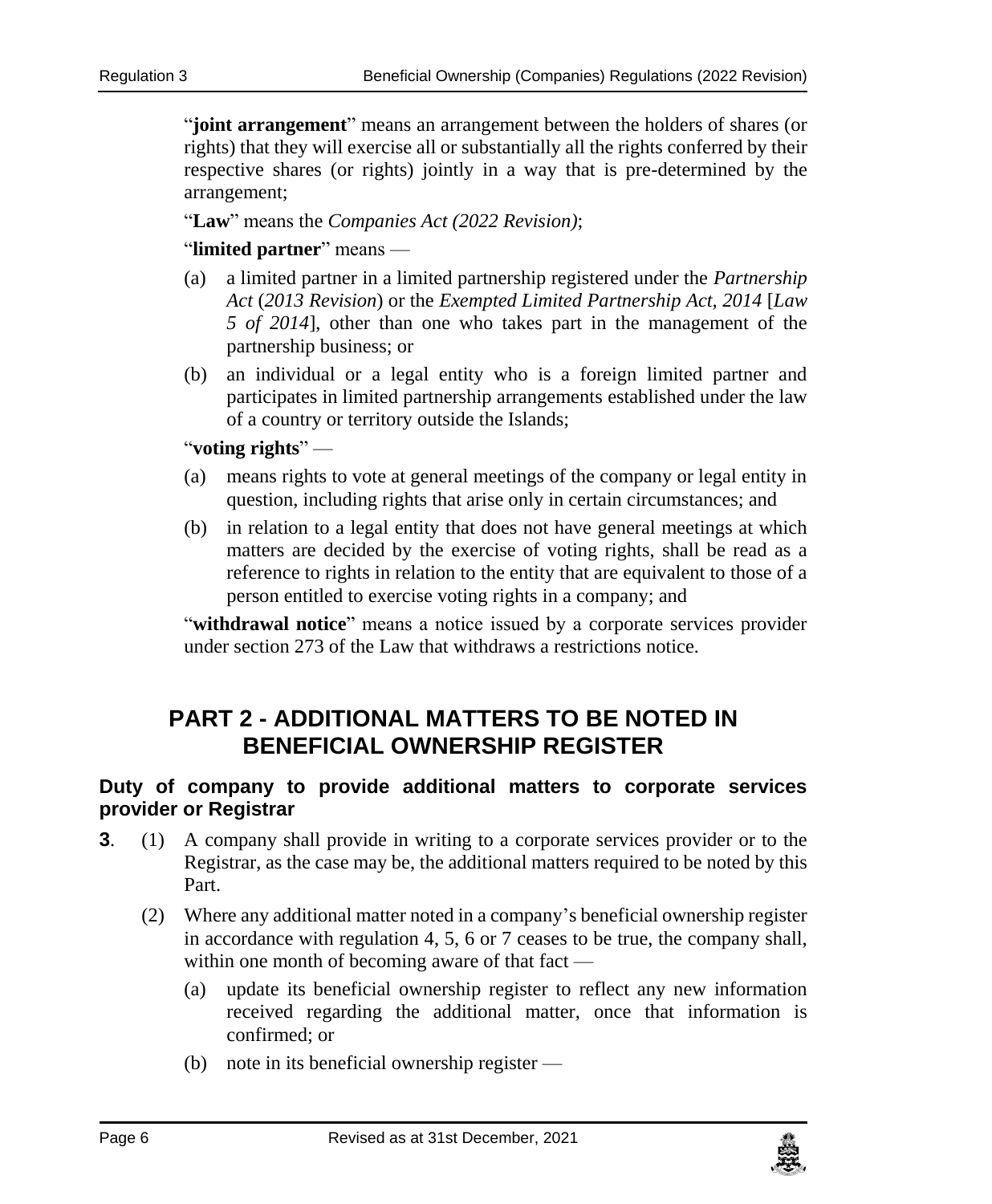"**joint arrangement**" means an arrangement between the holders of shares (or rights) that they will exercise all or substantially all the rights conferred by their respective shares (or rights) jointly in a way that is pre-determined by the arrangement;

"**Law**" means the *Companies Act (2022 Revision)*;

"**limited partner**" means —

(a) a limited partner in a limited partnership registered under the *Partnership Act* (*2013 Revision*) or the *Exempted Limited Partnership Act, 2014* [*Law 5 of 2014*], other than one who takes part in the management of the partnership business; or

(b) an individual or a legal entity who is a foreign limited partner and participates in limited partnership arrangements established under the law of a country or territory outside the Islands;

"**voting rights**" —

(a) means rights to vote at general meetings of the company or legal entity in question, including rights that arise only in certain circumstances; and

(b) in relation to a legal entity that does not have general meetings at which matters are decided by the exercise of voting rights, shall be read as a reference to rights in relation to the entity that are equivalent to those of a person entitled to exercise voting rights in a company; and

"**withdrawal notice**" means a notice issued by a corporate services provider under section 273 of the Law that withdraws a restrictions notice.

## PART 2 - ADDITIONAL MATTERS TO BE NOTED IN BENEFICIAL OWNERSHIP REGISTER

### Duty of company to provide additional matters to corporate services provider or Registrar

**3**. (1) A company shall provide in writing to a corporate services provider or to the Registrar, as the case may be, the additional matters required to be noted by this Part.

(2) Where any additional matter noted in a company's beneficial ownership register in accordance with regulation 4, 5, 6 or 7 ceases to be true, the company shall, within one month of becoming aware of that fact —

(a) update its beneficial ownership register to reflect any new information received regarding the additional matter, once that information is confirmed; or

(b) note in its beneficial ownership register —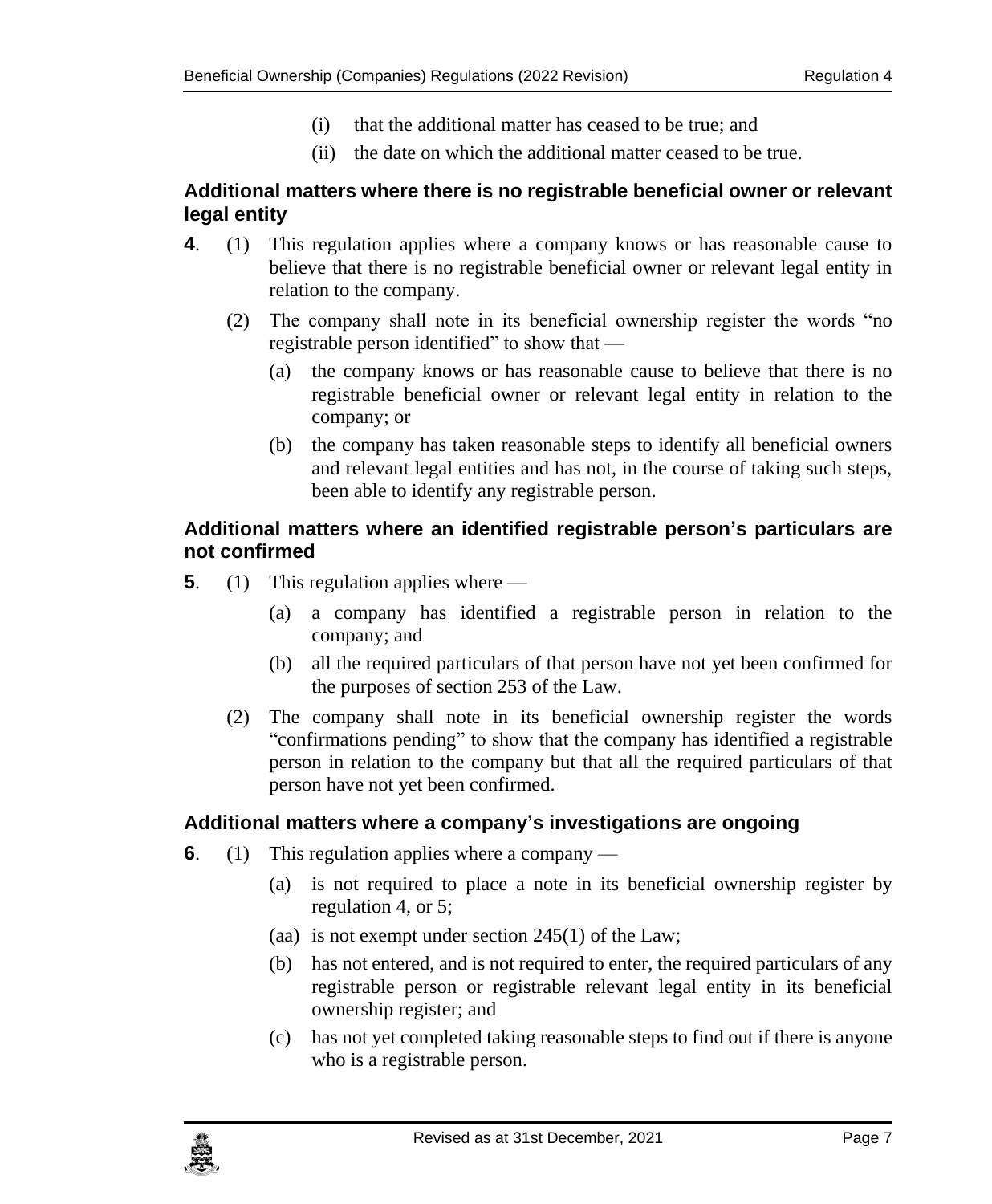(i) that the additional matter has ceased to be true; and

(ii) the date on which the additional matter ceased to be true.

### Additional matters where there is no registrable beneficial owner or relevant legal entity

**4**. (1) This regulation applies where a company knows or has reasonable cause to believe that there is no registrable beneficial owner or relevant legal entity in relation to the company.

(2) The company shall note in its beneficial ownership register the words "no registrable person identified" to show that —

(a) the company knows or has reasonable cause to believe that there is no registrable beneficial owner or relevant legal entity in relation to the company; or

(b) the company has taken reasonable steps to identify all beneficial owners and relevant legal entities and has not, in the course of taking such steps, been able to identify any registrable person.

### Additional matters where an identified registrable person's particulars are not confirmed

**5**. (1) This regulation applies where —

(a) a company has identified a registrable person in relation to the company; and

(b) all the required particulars of that person have not yet been confirmed for the purposes of section 253 of the Law.

(2) The company shall note in its beneficial ownership register the words "confirmations pending" to show that the company has identified a registrable person in relation to the company but that all the required particulars of that person have not yet been confirmed.

### Additional matters where a company's investigations are ongoing

**6**. (1) This regulation applies where a company —

(a) is not required to place a note in its beneficial ownership register by regulation 4, or 5;

(aa) is not exempt under section 245(1) of the Law;

(b) has not entered, and is not required to enter, the required particulars of any registrable person or registrable relevant legal entity in its beneficial ownership register; and

(c) has not yet completed taking reasonable steps to find out if there is anyone who is a registrable person.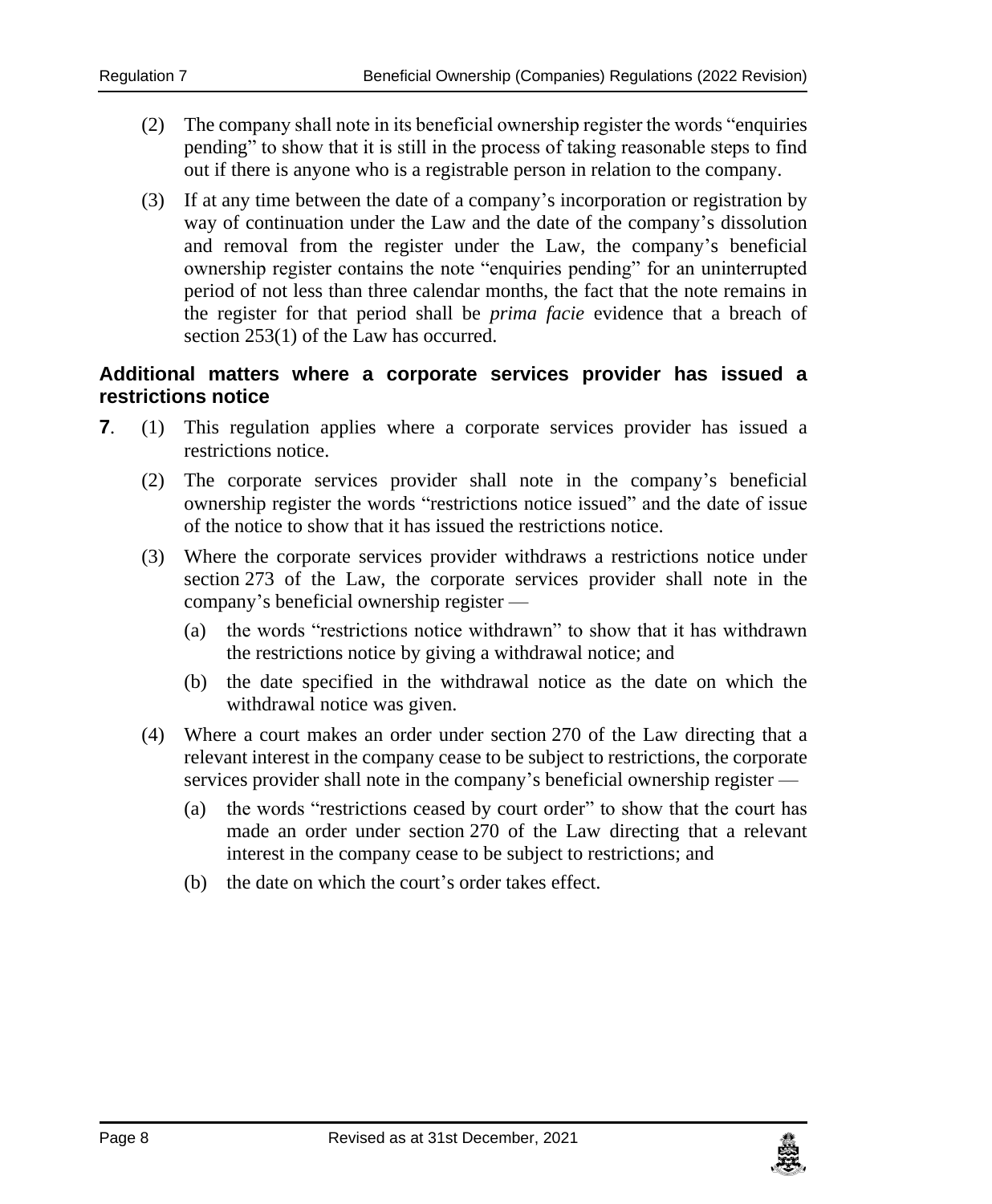(2) The company shall note in its beneficial ownership register the words "enquiries pending" to show that it is still in the process of taking reasonable steps to find out if there is anyone who is a registrable person in relation to the company.

(3) If at any time between the date of a company's incorporation or registration by way of continuation under the Law and the date of the company's dissolution and removal from the register under the Law, the company's beneficial ownership register contains the note "enquiries pending" for an uninterrupted period of not less than three calendar months, the fact that the note remains in the register for that period shall be *prima facie* evidence that a breach of section 253(1) of the Law has occurred.

### Additional matters where a corporate services provider has issued a restrictions notice

**7**. (1) This regulation applies where a corporate services provider has issued a restrictions notice.

(2) The corporate services provider shall note in the company's beneficial ownership register the words "restrictions notice issued" and the date of issue of the notice to show that it has issued the restrictions notice.

(3) Where the corporate services provider withdraws a restrictions notice under section 273 of the Law, the corporate services provider shall note in the company's beneficial ownership register —

(a) the words "restrictions notice withdrawn" to show that it has withdrawn the restrictions notice by giving a withdrawal notice; and

(b) the date specified in the withdrawal notice as the date on which the withdrawal notice was given.

(4) Where a court makes an order under section 270 of the Law directing that a relevant interest in the company cease to be subject to restrictions, the corporate services provider shall note in the company's beneficial ownership register —

(a) the words "restrictions ceased by court order" to show that the court has made an order under section 270 of the Law directing that a relevant interest in the company cease to be subject to restrictions; and

(b) the date on which the court's order takes effect.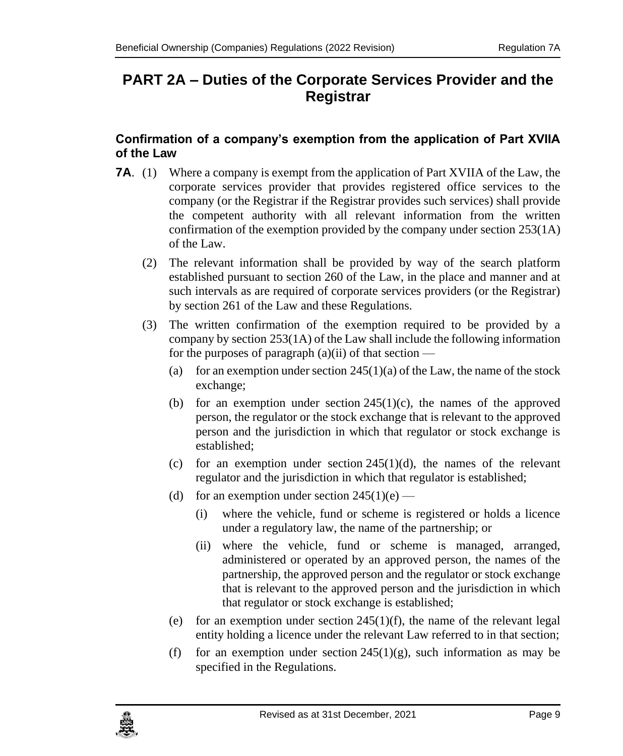# PART 2A – Duties of the Corporate Services Provider and the Registrar

### Confirmation of a company's exemption from the application of Part XVIIA of the Law

**7A**. (1) Where a company is exempt from the application of Part XVIIA of the Law, the corporate services provider that provides registered office services to the company (or the Registrar if the Registrar provides such services) shall provide the competent authority with all relevant information from the written confirmation of the exemption provided by the company under section 253(1A) of the Law.

(2) The relevant information shall be provided by way of the search platform established pursuant to section 260 of the Law, in the place and manner and at such intervals as are required of corporate services providers (or the Registrar) by section 261 of the Law and these Regulations.

(3) The written confirmation of the exemption required to be provided by a company by section 253(1A) of the Law shall include the following information for the purposes of paragraph (a)(ii) of that section —

- (a) for an exemption under section 245(1)(a) of the Law, the name of the stock exchange;
- (b) for an exemption under section 245(1)(c), the names of the approved person, the regulator or the stock exchange that is relevant to the approved person and the jurisdiction in which that regulator or stock exchange is established;
- (c) for an exemption under section 245(1)(d), the names of the relevant regulator and the jurisdiction in which that regulator is established;
- (d) for an exemption under section 245(1)(e) —
  - (i) where the vehicle, fund or scheme is registered or holds a licence under a regulatory law, the name of the partnership; or
  - (ii) where the vehicle, fund or scheme is managed, arranged, administered or operated by an approved person, the names of the partnership, the approved person and the regulator or stock exchange that is relevant to the approved person and the jurisdiction in which that regulator or stock exchange is established;
- (e) for an exemption under section 245(1)(f), the name of the relevant legal entity holding a licence under the relevant Law referred to in that section;
- (f) for an exemption under section 245(1)(g), such information as may be specified in the Regulations.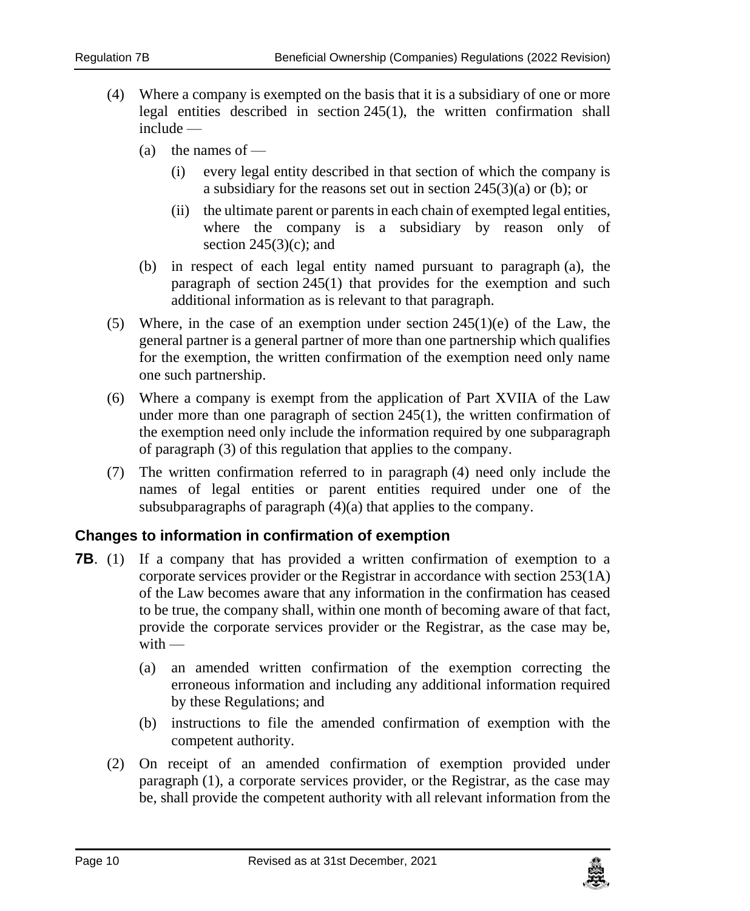(4) Where a company is exempted on the basis that it is a subsidiary of one or more legal entities described in section 245(1), the written confirmation shall include —

(a) the names of —

(i) every legal entity described in that section of which the company is a subsidiary for the reasons set out in section 245(3)(a) or (b); or

(ii) the ultimate parent or parents in each chain of exempted legal entities, where the company is a subsidiary by reason only of section 245(3)(c); and

(b) in respect of each legal entity named pursuant to paragraph (a), the paragraph of section 245(1) that provides for the exemption and such additional information as is relevant to that paragraph.

(5) Where, in the case of an exemption under section 245(1)(e) of the Law, the general partner is a general partner of more than one partnership which qualifies for the exemption, the written confirmation of the exemption need only name one such partnership.

(6) Where a company is exempt from the application of Part XVIIA of the Law under more than one paragraph of section 245(1), the written confirmation of the exemption need only include the information required by one subparagraph of paragraph (3) of this regulation that applies to the company.

(7) The written confirmation referred to in paragraph (4) need only include the names of legal entities or parent entities required under one of the subsubparagraphs of paragraph (4)(a) that applies to the company.

### Changes to information in confirmation of exemption

**7B**. (1) If a company that has provided a written confirmation of exemption to a corporate services provider or the Registrar in accordance with section 253(1A) of the Law becomes aware that any information in the confirmation has ceased to be true, the company shall, within one month of becoming aware of that fact, provide the corporate services provider or the Registrar, as the case may be, with —

(a) an amended written confirmation of the exemption correcting the erroneous information and including any additional information required by these Regulations; and

(b) instructions to file the amended confirmation of exemption with the competent authority.

(2) On receipt of an amended confirmation of exemption provided under paragraph (1), a corporate services provider, or the Registrar, as the case may be, shall provide the competent authority with all relevant information from the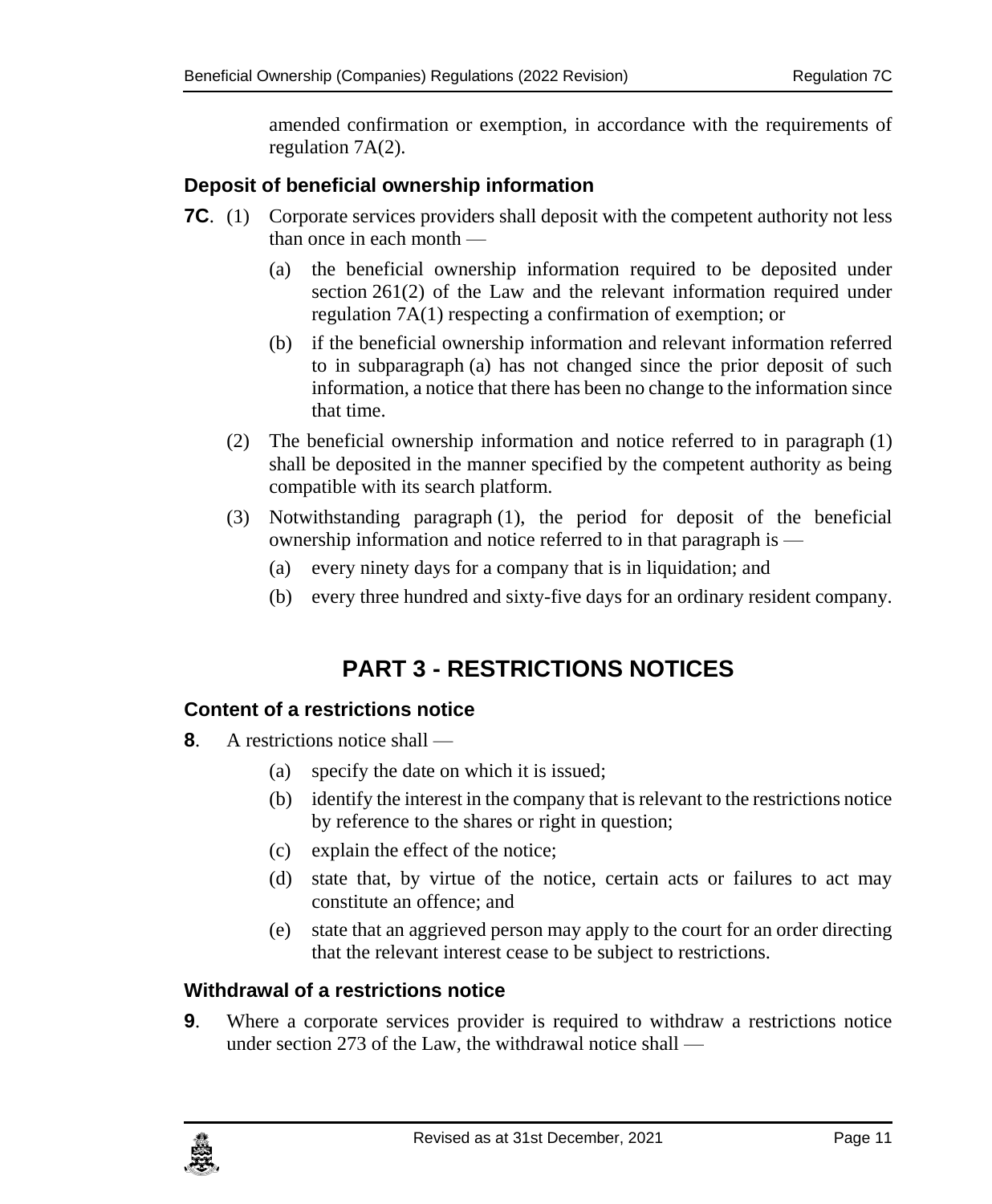amended confirmation or exemption, in accordance with the requirements of regulation 7A(2).

### Deposit of beneficial ownership information

**7C**. (1) Corporate services providers shall deposit with the competent authority not less than once in each month —

(a) the beneficial ownership information required to be deposited under section 261(2) of the Law and the relevant information required under regulation 7A(1) respecting a confirmation of exemption; or

(b) if the beneficial ownership information and relevant information referred to in subparagraph (a) has not changed since the prior deposit of such information, a notice that there has been no change to the information since that time.

(2) The beneficial ownership information and notice referred to in paragraph (1) shall be deposited in the manner specified by the competent authority as being compatible with its search platform.

(3) Notwithstanding paragraph (1), the period for deposit of the beneficial ownership information and notice referred to in that paragraph is —

(a) every ninety days for a company that is in liquidation; and

(b) every three hundred and sixty-five days for an ordinary resident company.

## PART 3 - RESTRICTIONS NOTICES

### Content of a restrictions notice

**8**. A restrictions notice shall —

(a) specify the date on which it is issued;

(b) identify the interest in the company that is relevant to the restrictions notice by reference to the shares or right in question;

(c) explain the effect of the notice;

(d) state that, by virtue of the notice, certain acts or failures to act may constitute an offence; and

(e) state that an aggrieved person may apply to the court for an order directing that the relevant interest cease to be subject to restrictions.

### Withdrawal of a restrictions notice

**9**. Where a corporate services provider is required to withdraw a restrictions notice under section 273 of the Law, the withdrawal notice shall —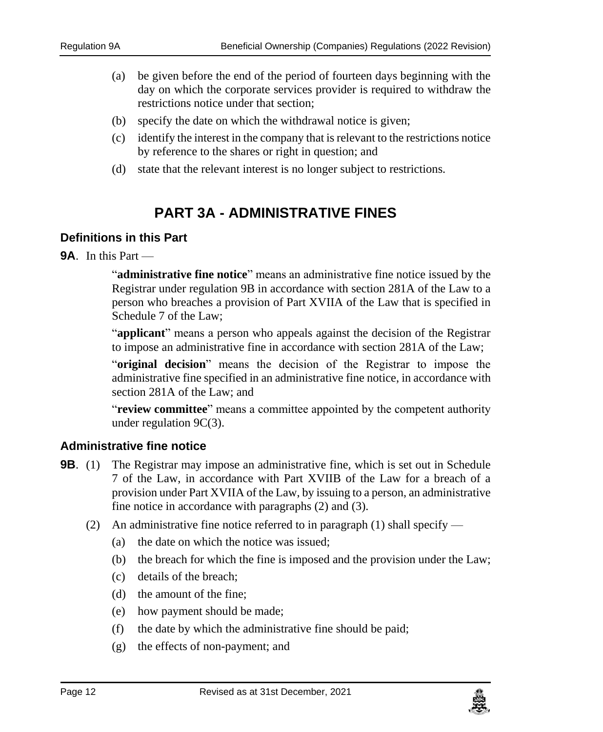(a) be given before the end of the period of fourteen days beginning with the day on which the corporate services provider is required to withdraw the restrictions notice under that section;

(b) specify the date on which the withdrawal notice is given;

(c) identify the interest in the company that is relevant to the restrictions notice by reference to the shares or right in question; and

(d) state that the relevant interest is no longer subject to restrictions.

# PART 3A - ADMINISTRATIVE FINES

### Definitions in this Part

**9A**. In this Part —

"**administrative fine notice**" means an administrative fine notice issued by the Registrar under regulation 9B in accordance with section 281A of the Law to a person who breaches a provision of Part XVIIA of the Law that is specified in Schedule 7 of the Law;

"**applicant**" means a person who appeals against the decision of the Registrar to impose an administrative fine in accordance with section 281A of the Law;

"**original decision**" means the decision of the Registrar to impose the administrative fine specified in an administrative fine notice, in accordance with section 281A of the Law; and

"**review committee**" means a committee appointed by the competent authority under regulation 9C(3).

### Administrative fine notice

**9B**. (1) The Registrar may impose an administrative fine, which is set out in Schedule 7 of the Law, in accordance with Part XVIIB of the Law for a breach of a provision under Part XVIIA of the Law, by issuing to a person, an administrative fine notice in accordance with paragraphs (2) and (3).

(2) An administrative fine notice referred to in paragraph (1) shall specify —

(a) the date on which the notice was issued;

(b) the breach for which the fine is imposed and the provision under the Law;

(c) details of the breach;

(d) the amount of the fine;

(e) how payment should be made;

(f) the date by which the administrative fine should be paid;

(g) the effects of non-payment; and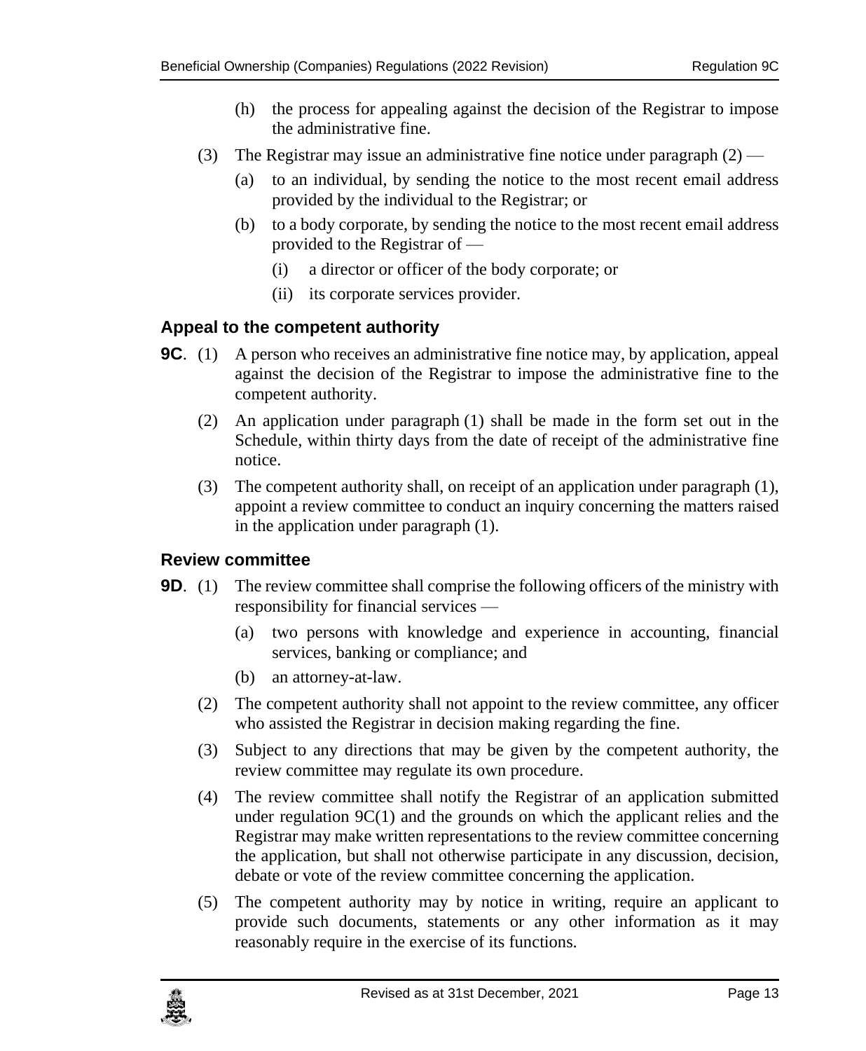(h) the process for appealing against the decision of the Registrar to impose the administrative fine.

(3) The Registrar may issue an administrative fine notice under paragraph (2) —

(a) to an individual, by sending the notice to the most recent email address provided by the individual to the Registrar; or

(b) to a body corporate, by sending the notice to the most recent email address provided to the Registrar of —

(i) a director or officer of the body corporate; or

(ii) its corporate services provider.

### Appeal to the competent authority

**9C**. (1) A person who receives an administrative fine notice may, by application, appeal against the decision of the Registrar to impose the administrative fine to the competent authority.

(2) An application under paragraph (1) shall be made in the form set out in the Schedule, within thirty days from the date of receipt of the administrative fine notice.

(3) The competent authority shall, on receipt of an application under paragraph (1), appoint a review committee to conduct an inquiry concerning the matters raised in the application under paragraph (1).

### Review committee

**9D**. (1) The review committee shall comprise the following officers of the ministry with responsibility for financial services —

(a) two persons with knowledge and experience in accounting, financial services, banking or compliance; and

(b) an attorney-at-law.

(2) The competent authority shall not appoint to the review committee, any officer who assisted the Registrar in decision making regarding the fine.

(3) Subject to any directions that may be given by the competent authority, the review committee may regulate its own procedure.

(4) The review committee shall notify the Registrar of an application submitted under regulation 9C(1) and the grounds on which the applicant relies and the Registrar may make written representations to the review committee concerning the application, but shall not otherwise participate in any discussion, decision, debate or vote of the review committee concerning the application.

(5) The competent authority may by notice in writing, require an applicant to provide such documents, statements or any other information as it may reasonably require in the exercise of its functions.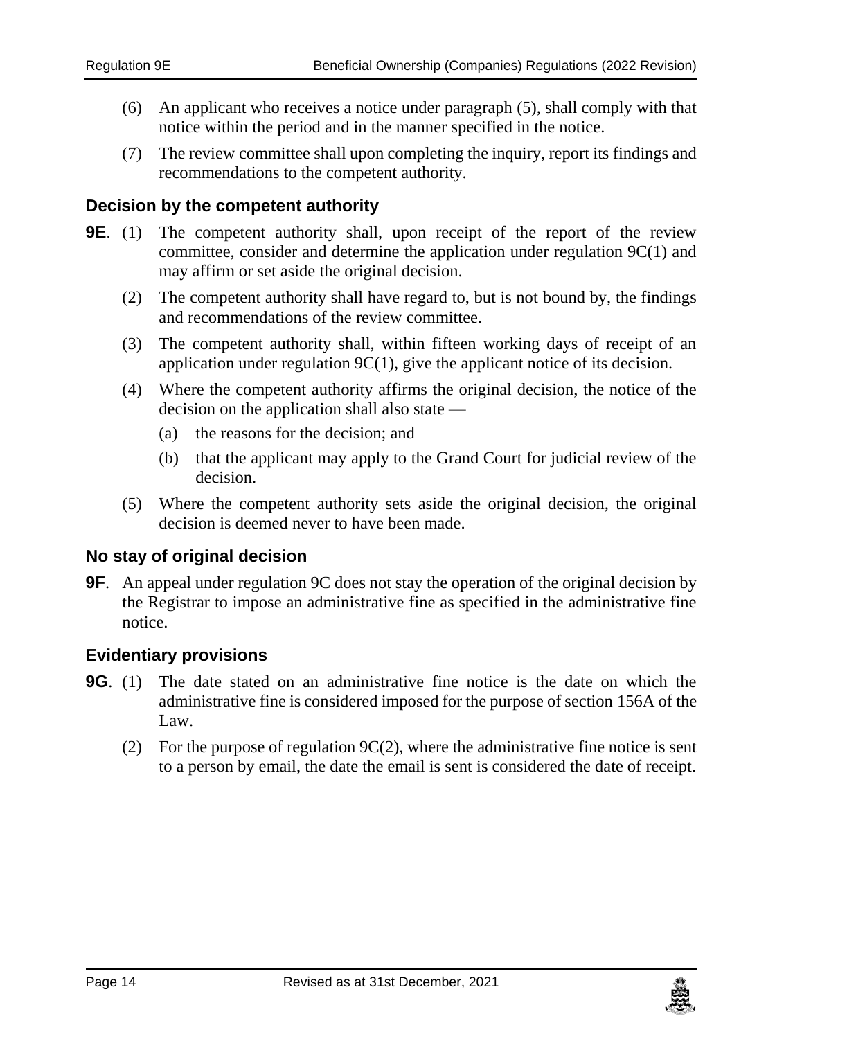(6) An applicant who receives a notice under paragraph (5), shall comply with that notice within the period and in the manner specified in the notice.

(7) The review committee shall upon completing the inquiry, report its findings and recommendations to the competent authority.

### Decision by the competent authority

**9E**. (1) The competent authority shall, upon receipt of the report of the review committee, consider and determine the application under regulation 9C(1) and may affirm or set aside the original decision.

(2) The competent authority shall have regard to, but is not bound by, the findings and recommendations of the review committee.

(3) The competent authority shall, within fifteen working days of receipt of an application under regulation 9C(1), give the applicant notice of its decision.

(4) Where the competent authority affirms the original decision, the notice of the decision on the application shall also state —

(a) the reasons for the decision; and

(b) that the applicant may apply to the Grand Court for judicial review of the decision.

(5) Where the competent authority sets aside the original decision, the original decision is deemed never to have been made.

### No stay of original decision

**9F**. An appeal under regulation 9C does not stay the operation of the original decision by the Registrar to impose an administrative fine as specified in the administrative fine notice.

### Evidentiary provisions

**9G**. (1) The date stated on an administrative fine notice is the date on which the administrative fine is considered imposed for the purpose of section 156A of the Law.

(2) For the purpose of regulation 9C(2), where the administrative fine notice is sent to a person by email, the date the email is sent is considered the date of receipt.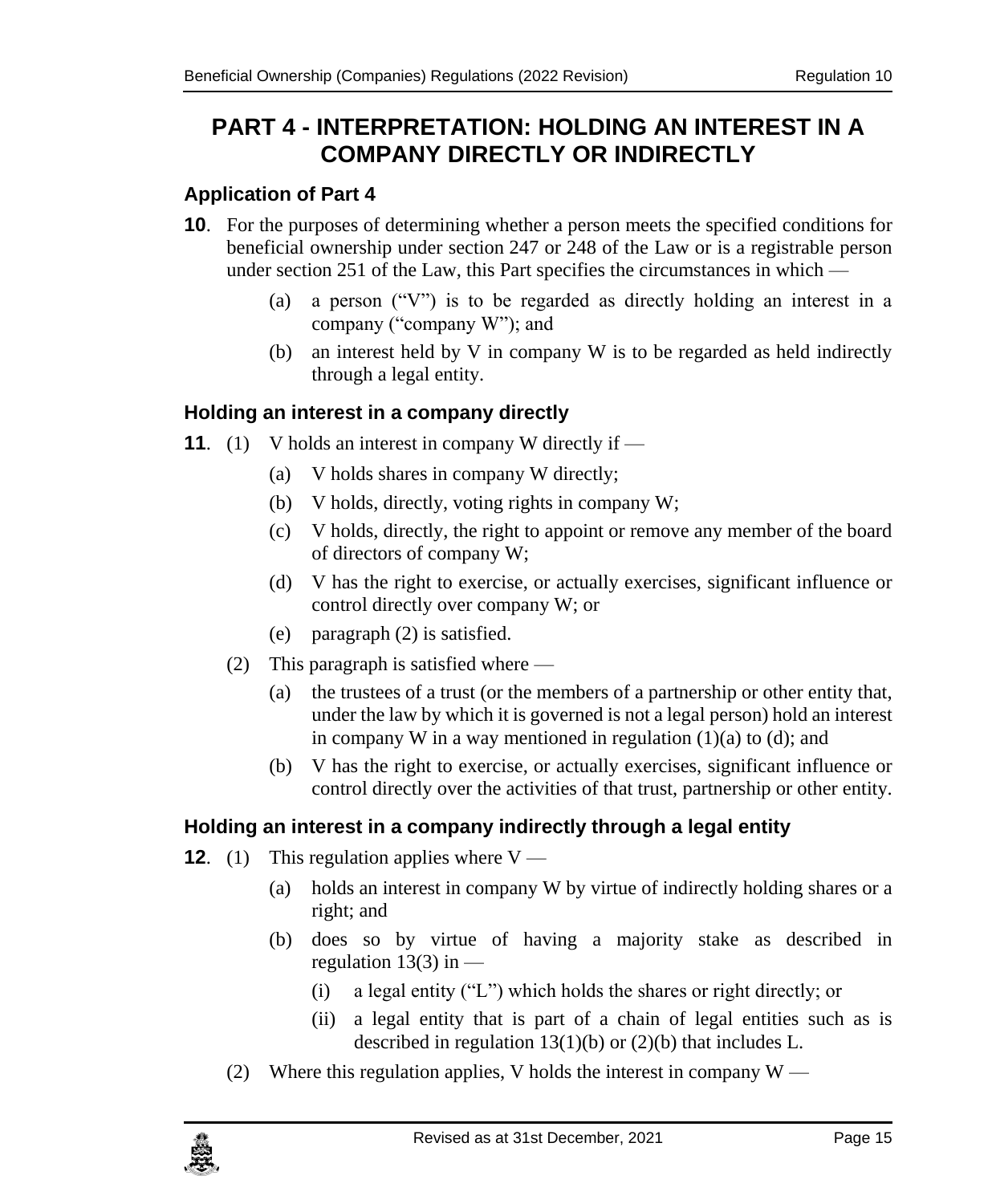# PART 4 - INTERPRETATION: HOLDING AN INTEREST IN A COMPANY DIRECTLY OR INDIRECTLY

### Application of Part 4

**10**. For the purposes of determining whether a person meets the specified conditions for beneficial ownership under section 247 or 248 of the Law or is a registrable person under section 251 of the Law, this Part specifies the circumstances in which —

- (a) a person ("V") is to be regarded as directly holding an interest in a company ("company W"); and
- (b) an interest held by V in company W is to be regarded as held indirectly through a legal entity.

### Holding an interest in a company directly

**11**. (1) V holds an interest in company W directly if —

- (a) V holds shares in company W directly;
- (b) V holds, directly, voting rights in company W;
- (c) V holds, directly, the right to appoint or remove any member of the board of directors of company W;
- (d) V has the right to exercise, or actually exercises, significant influence or control directly over company W; or
- (e) paragraph (2) is satisfied.

(2) This paragraph is satisfied where —

- (a) the trustees of a trust (or the members of a partnership or other entity that, under the law by which it is governed is not a legal person) hold an interest in company W in a way mentioned in regulation (1)(a) to (d); and
- (b) V has the right to exercise, or actually exercises, significant influence or control directly over the activities of that trust, partnership or other entity.

### Holding an interest in a company indirectly through a legal entity

**12**. (1) This regulation applies where V —

- (a) holds an interest in company W by virtue of indirectly holding shares or a right; and
- (b) does so by virtue of having a majority stake as described in regulation 13(3) in —
  - (i) a legal entity ("L") which holds the shares or right directly; or
  - (ii) a legal entity that is part of a chain of legal entities such as is described in regulation 13(1)(b) or (2)(b) that includes L.

(2) Where this regulation applies, V holds the interest in company W —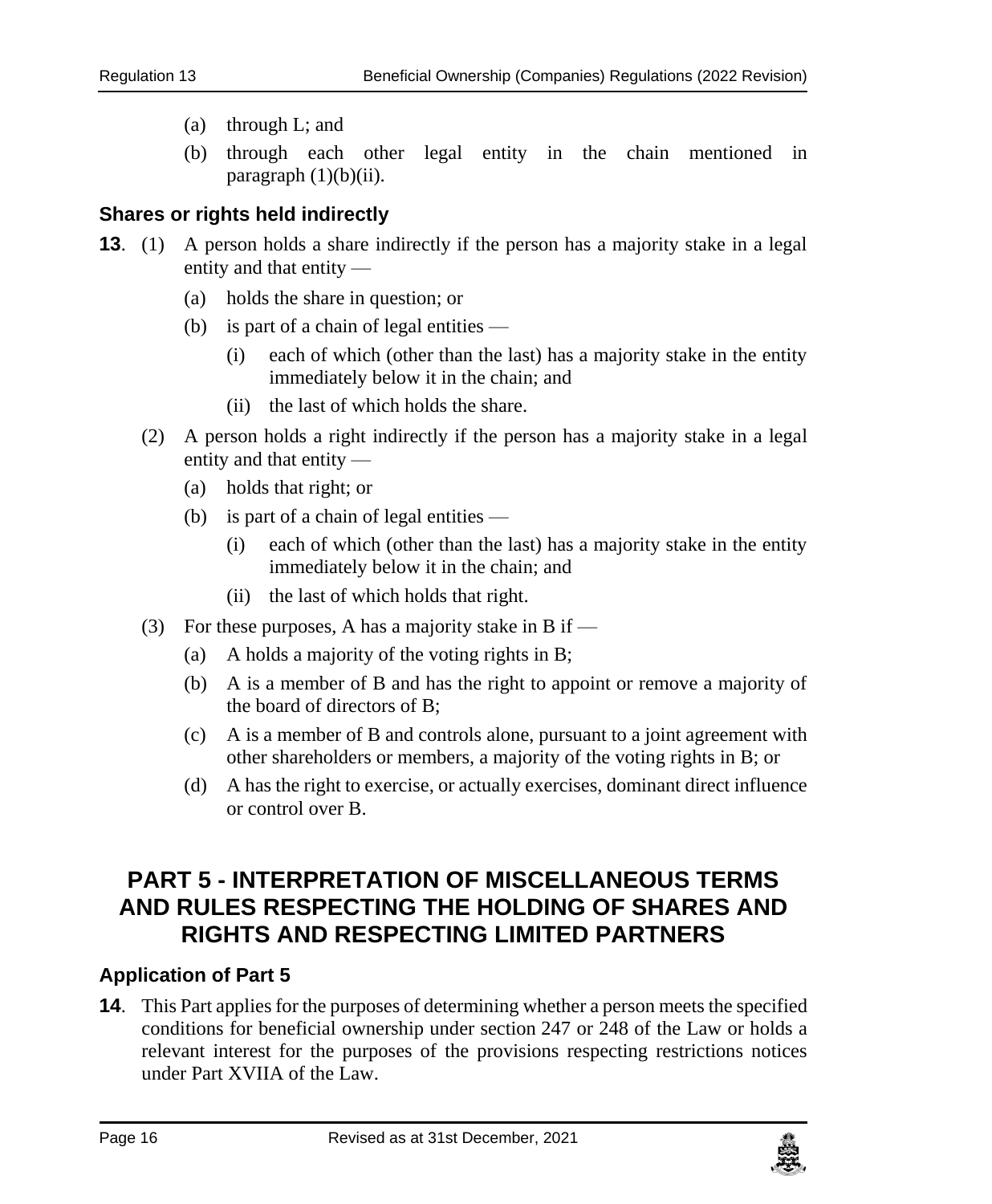(a) through L; and

(b) through each other legal entity in the chain mentioned in paragraph (1)(b)(ii).

### Shares or rights held indirectly

**13**. (1) A person holds a share indirectly if the person has a majority stake in a legal entity and that entity —

(a) holds the share in question; or

(b) is part of a chain of legal entities —

(i) each of which (other than the last) has a majority stake in the entity immediately below it in the chain; and

(ii) the last of which holds the share.

(2) A person holds a right indirectly if the person has a majority stake in a legal entity and that entity —

(a) holds that right; or

(b) is part of a chain of legal entities —

(i) each of which (other than the last) has a majority stake in the entity immediately below it in the chain; and

(ii) the last of which holds that right.

(3) For these purposes, A has a majority stake in B if —

(a) A holds a majority of the voting rights in B;

(b) A is a member of B and has the right to appoint or remove a majority of the board of directors of B;

(c) A is a member of B and controls alone, pursuant to a joint agreement with other shareholders or members, a majority of the voting rights in B; or

(d) A has the right to exercise, or actually exercises, dominant direct influence or control over B.

## PART 5 - INTERPRETATION OF MISCELLANEOUS TERMS AND RULES RESPECTING THE HOLDING OF SHARES AND RIGHTS AND RESPECTING LIMITED PARTNERS

### Application of Part 5

**14**. This Part applies for the purposes of determining whether a person meets the specified conditions for beneficial ownership under section 247 or 248 of the Law or holds a relevant interest for the purposes of the provisions respecting restrictions notices under Part XVIIA of the Law.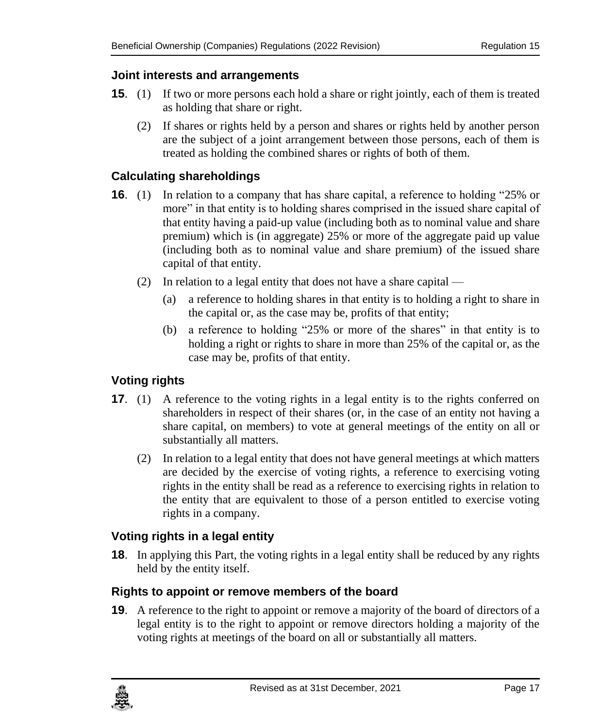### Joint interests and arrangements

**15**. (1) If two or more persons each hold a share or right jointly, each of them is treated as holding that share or right.

(2) If shares or rights held by a person and shares or rights held by another person are the subject of a joint arrangement between those persons, each of them is treated as holding the combined shares or rights of both of them.

### Calculating shareholdings

**16**. (1) In relation to a company that has share capital, a reference to holding "25% or more" in that entity is to holding shares comprised in the issued share capital of that entity having a paid-up value (including both as to nominal value and share premium) which is (in aggregate) 25% or more of the aggregate paid up value (including both as to nominal value and share premium) of the issued share capital of that entity.

(2) In relation to a legal entity that does not have a share capital —

(a) a reference to holding shares in that entity is to holding a right to share in the capital or, as the case may be, profits of that entity;

(b) a reference to holding "25% or more of the shares" in that entity is to holding a right or rights to share in more than 25% of the capital or, as the case may be, profits of that entity.

### Voting rights

**17**. (1) A reference to the voting rights in a legal entity is to the rights conferred on shareholders in respect of their shares (or, in the case of an entity not having a share capital, on members) to vote at general meetings of the entity on all or substantially all matters.

(2) In relation to a legal entity that does not have general meetings at which matters are decided by the exercise of voting rights, a reference to exercising voting rights in the entity shall be read as a reference to exercising rights in relation to the entity that are equivalent to those of a person entitled to exercise voting rights in a company.

### Voting rights in a legal entity

**18**. In applying this Part, the voting rights in a legal entity shall be reduced by any rights held by the entity itself.

### Rights to appoint or remove members of the board

**19**. A reference to the right to appoint or remove a majority of the board of directors of a legal entity is to the right to appoint or remove directors holding a majority of the voting rights at meetings of the board on all or substantially all matters.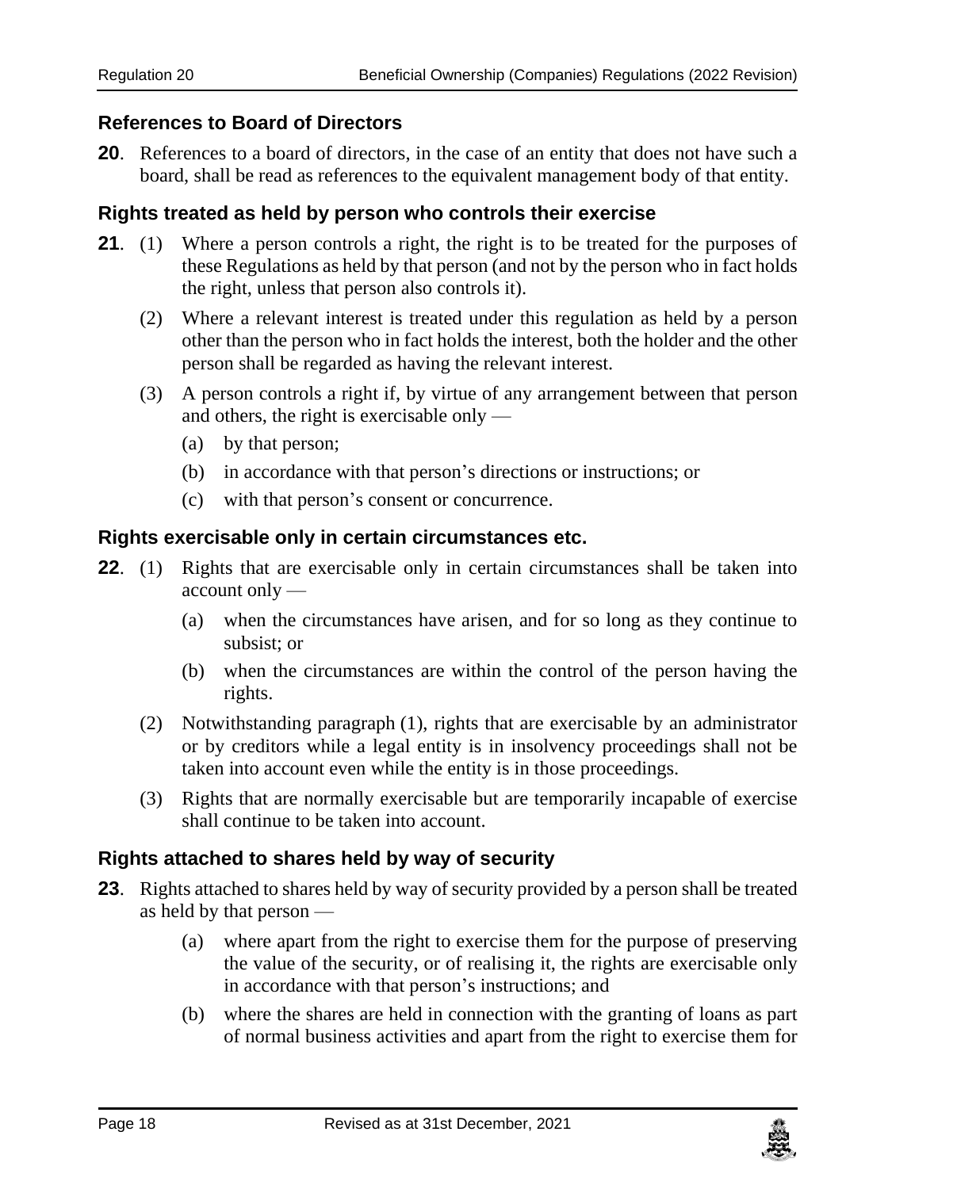### References to Board of Directors

**20**. References to a board of directors, in the case of an entity that does not have such a board, shall be read as references to the equivalent management body of that entity.

### Rights treated as held by person who controls their exercise

**21**. (1) Where a person controls a right, the right is to be treated for the purposes of these Regulations as held by that person (and not by the person who in fact holds the right, unless that person also controls it).

(2) Where a relevant interest is treated under this regulation as held by a person other than the person who in fact holds the interest, both the holder and the other person shall be regarded as having the relevant interest.

(3) A person controls a right if, by virtue of any arrangement between that person and others, the right is exercisable only —

(a) by that person;

(b) in accordance with that person's directions or instructions; or

(c) with that person's consent or concurrence.

### Rights exercisable only in certain circumstances etc.

**22**. (1) Rights that are exercisable only in certain circumstances shall be taken into account only —

(a) when the circumstances have arisen, and for so long as they continue to subsist; or

(b) when the circumstances are within the control of the person having the rights.

(2) Notwithstanding paragraph (1), rights that are exercisable by an administrator or by creditors while a legal entity is in insolvency proceedings shall not be taken into account even while the entity is in those proceedings.

(3) Rights that are normally exercisable but are temporarily incapable of exercise shall continue to be taken into account.

### Rights attached to shares held by way of security

**23**. Rights attached to shares held by way of security provided by a person shall be treated as held by that person —

(a) where apart from the right to exercise them for the purpose of preserving the value of the security, or of realising it, the rights are exercisable only in accordance with that person's instructions; and

(b) where the shares are held in connection with the granting of loans as part of normal business activities and apart from the right to exercise them for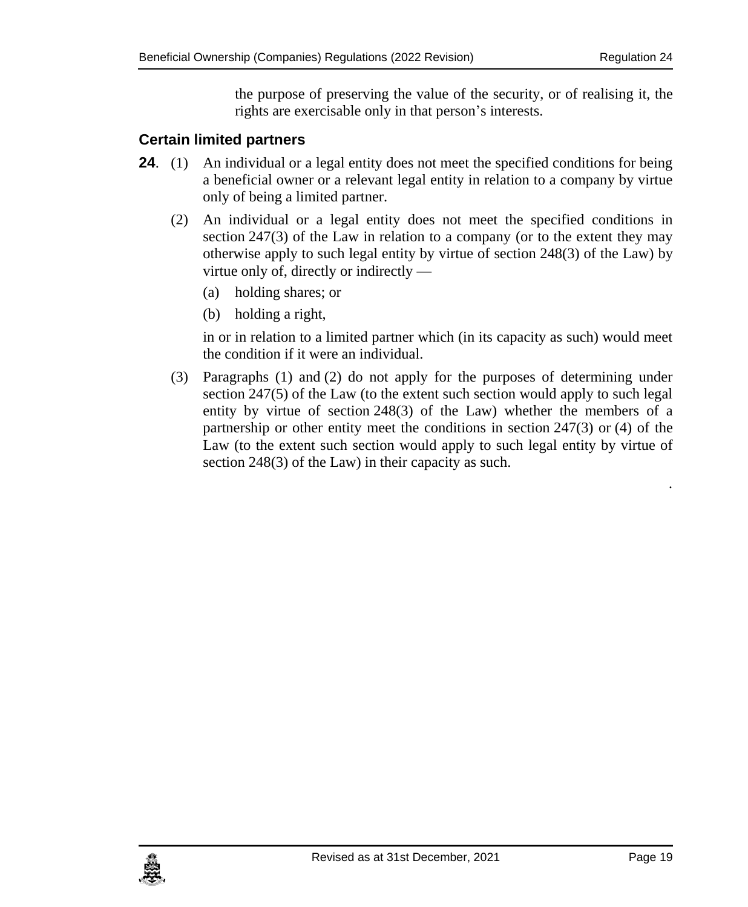the purpose of preserving the value of the security, or of realising it, the rights are exercisable only in that person's interests.

### Certain limited partners

**24**. (1) An individual or a legal entity does not meet the specified conditions for being a beneficial owner or a relevant legal entity in relation to a company by virtue only of being a limited partner.

(2) An individual or a legal entity does not meet the specified conditions in section 247(3) of the Law in relation to a company (or to the extent they may otherwise apply to such legal entity by virtue of section 248(3) of the Law) by virtue only of, directly or indirectly —

(a) holding shares; or

(b) holding a right,

in or in relation to a limited partner which (in its capacity as such) would meet the condition if it were an individual.

(3) Paragraphs (1) and (2) do not apply for the purposes of determining under section 247(5) of the Law (to the extent such section would apply to such legal entity by virtue of section 248(3) of the Law) whether the members of a partnership or other entity meet the conditions in section 247(3) or (4) of the Law (to the extent such section would apply to such legal entity by virtue of section 248(3) of the Law) in their capacity as such.

.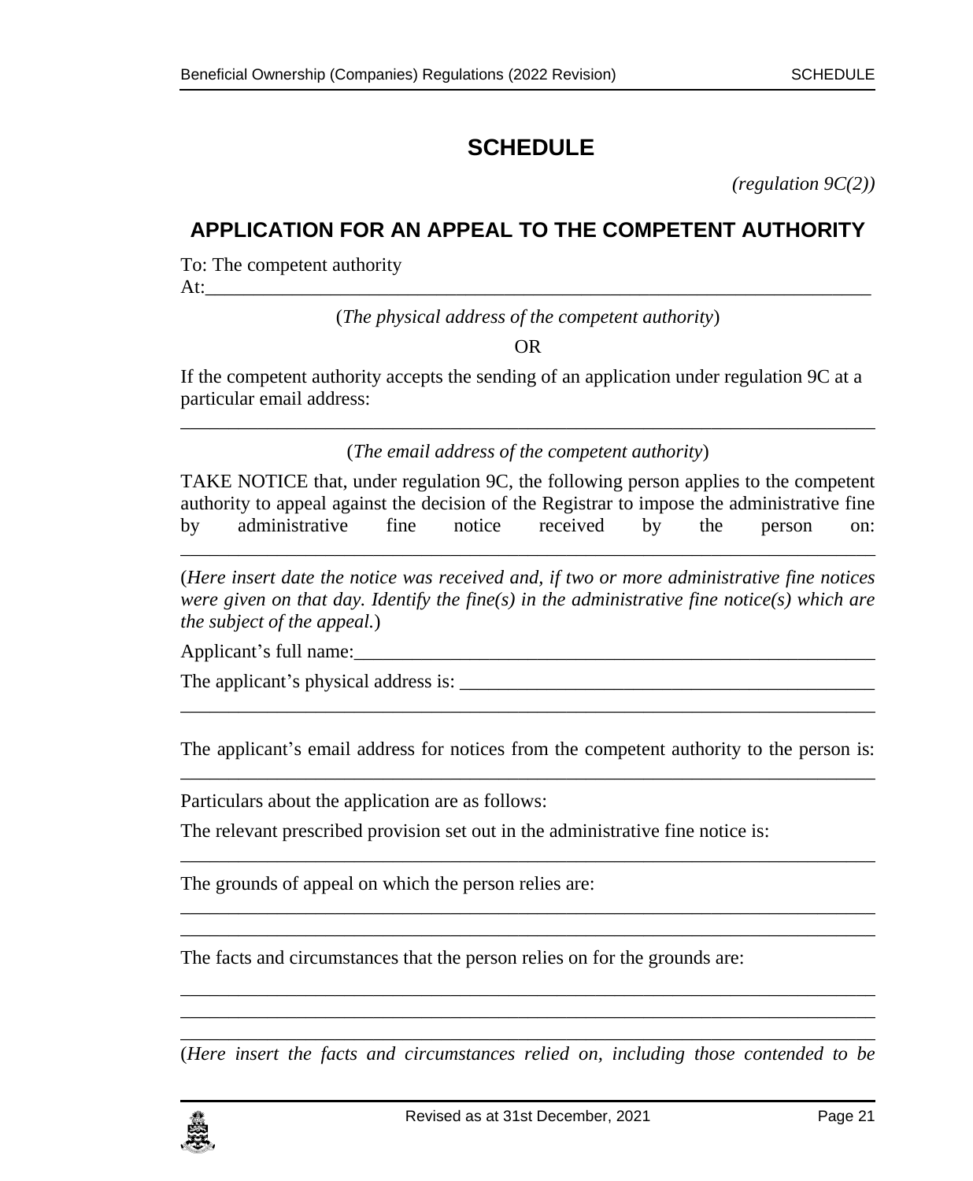# SCHEDULE

*(regulation 9C(2))*

## APPLICATION FOR AN APPEAL TO THE COMPETENT AUTHORITY

To: The competent authority
At:\_\_\_\_\_\_\_\_\_\_\_\_\_\_\_\_\_\_\_\_\_\_\_\_\_\_\_\_\_\_\_\_\_\_\_\_\_\_\_\_\_\_\_\_\_\_\_\_\_\_\_\_\_\_\_\_\_\_\_\_\_\_\_\_\_\_\_\_\_\_

(*The physical address of the competent authority*)

OR

If the competent authority accepts the sending of an application under regulation 9C at a particular email address:

\_\_\_\_\_\_\_\_\_\_\_\_\_\_\_\_\_\_\_\_\_\_\_\_\_\_\_\_\_\_\_\_\_\_\_\_\_\_\_\_\_\_\_\_\_\_\_\_\_\_\_\_\_\_\_\_\_\_\_\_\_\_\_\_\_\_\_\_\_\_\_\_

(*The email address of the competent authority*)

TAKE NOTICE that, under regulation 9C, the following person applies to the competent authority to appeal against the decision of the Registrar to impose the administrative fine by administrative fine notice received by the person on: \_\_\_\_\_\_\_\_\_\_\_\_\_\_\_\_\_\_\_\_\_\_\_\_\_\_\_\_\_\_\_\_\_\_\_\_\_\_\_\_\_\_\_\_\_\_\_\_\_\_\_\_\_\_\_\_\_\_\_\_\_\_\_\_\_\_\_\_\_\_\_\_

(*Here insert date the notice was received and, if two or more administrative fine notices were given on that day. Identify the fine(s) in the administrative fine notice(s) which are the subject of the appeal.*)

Applicant's full name:\_\_\_\_\_\_\_\_\_\_\_\_\_\_\_\_\_\_\_\_\_\_\_\_\_\_\_\_\_\_\_\_\_\_\_\_\_\_\_\_\_\_\_\_\_\_\_\_\_\_\_\_\_\_

The applicant's physical address is: \_\_\_\_\_\_\_\_\_\_\_\_\_\_\_\_\_\_\_\_\_\_\_\_\_\_\_\_\_\_\_\_\_\_\_\_\_\_\_\_\_\_\_\_
\_\_\_\_\_\_\_\_\_\_\_\_\_\_\_\_\_\_\_\_\_\_\_\_\_\_\_\_\_\_\_\_\_\_\_\_\_\_\_\_\_\_\_\_\_\_\_\_\_\_\_\_\_\_\_\_\_\_\_\_\_\_\_\_\_\_\_\_\_\_\_\_

The applicant's email address for notices from the competent authority to the person is: \_\_\_\_\_\_\_\_\_\_\_\_\_\_\_\_\_\_\_\_\_\_\_\_\_\_\_\_\_\_\_\_\_\_\_\_\_\_\_\_\_\_\_\_\_\_\_\_\_\_\_\_\_\_\_\_\_\_\_\_\_\_\_\_\_\_\_\_\_\_\_\_

Particulars about the application are as follows:

The relevant prescribed provision set out in the administrative fine notice is:

\_\_\_\_\_\_\_\_\_\_\_\_\_\_\_\_\_\_\_\_\_\_\_\_\_\_\_\_\_\_\_\_\_\_\_\_\_\_\_\_\_\_\_\_\_\_\_\_\_\_\_\_\_\_\_\_\_\_\_\_\_\_\_\_\_\_\_\_\_\_\_\_

The grounds of appeal on which the person relies are:

\_\_\_\_\_\_\_\_\_\_\_\_\_\_\_\_\_\_\_\_\_\_\_\_\_\_\_\_\_\_\_\_\_\_\_\_\_\_\_\_\_\_\_\_\_\_\_\_\_\_\_\_\_\_\_\_\_\_\_\_\_\_\_\_\_\_\_\_\_\_\_\_
\_\_\_\_\_\_\_\_\_\_\_\_\_\_\_\_\_\_\_\_\_\_\_\_\_\_\_\_\_\_\_\_\_\_\_\_\_\_\_\_\_\_\_\_\_\_\_\_\_\_\_\_\_\_\_\_\_\_\_\_\_\_\_\_\_\_\_\_\_\_\_\_

The facts and circumstances that the person relies on for the grounds are:

\_\_\_\_\_\_\_\_\_\_\_\_\_\_\_\_\_\_\_\_\_\_\_\_\_\_\_\_\_\_\_\_\_\_\_\_\_\_\_\_\_\_\_\_\_\_\_\_\_\_\_\_\_\_\_\_\_\_\_\_\_\_\_\_\_\_\_\_\_\_\_\_
\_\_\_\_\_\_\_\_\_\_\_\_\_\_\_\_\_\_\_\_\_\_\_\_\_\_\_\_\_\_\_\_\_\_\_\_\_\_\_\_\_\_\_\_\_\_\_\_\_\_\_\_\_\_\_\_\_\_\_\_\_\_\_\_\_\_\_\_\_\_\_\_
\_\_\_\_\_\_\_\_\_\_\_\_\_\_\_\_\_\_\_\_\_\_\_\_\_\_\_\_\_\_\_\_\_\_\_\_\_\_\_\_\_\_\_\_\_\_\_\_\_\_\_\_\_\_\_\_\_\_\_\_\_\_\_\_\_\_\_\_\_\_\_\_

(*Here insert the facts and circumstances relied on, including those contended to be*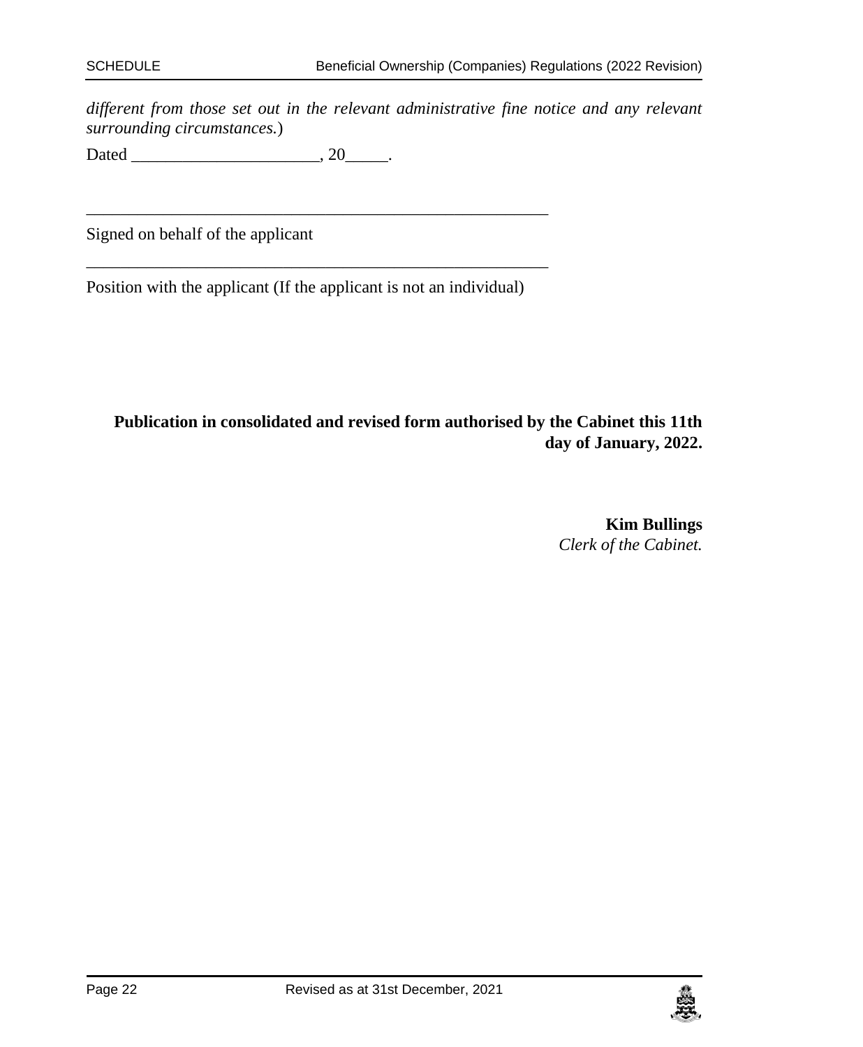*different from those set out in the relevant administrative fine notice and any relevant surrounding circumstances.*)

Dated ______________________, 20_____.

_________________________________________________________

Signed on behalf of the applicant

_________________________________________________________

Position with the applicant (If the applicant is not an individual)

**Publication in consolidated and revised form authorised by the Cabinet this 11th day of January, 2022.**

**Kim Bullings**
*Clerk of the Cabinet.*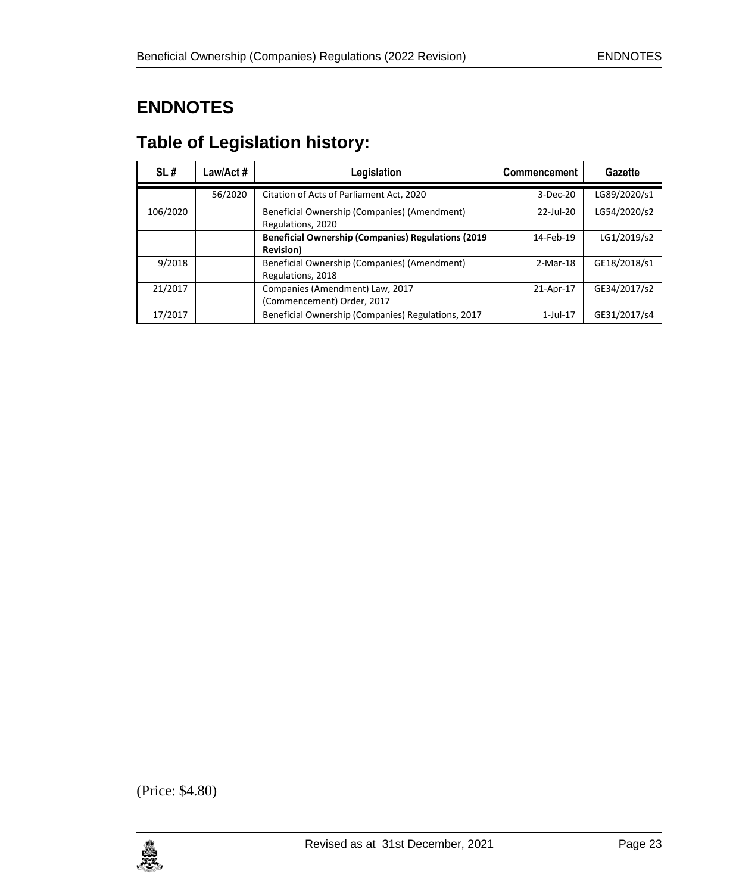# ENDNOTES

## Table of Legislation history:

| SL # | Law/Act # | Legislation | Commencement | Gazette |
|---|---|---|---|---|
| | 56/2020 | Citation of Acts of Parliament Act, 2020 | 3-Dec-20 | LG89/2020/s1 |
| 106/2020 | | Beneficial Ownership (Companies) (Amendment) Regulations, 2020 | 22-Jul-20 | LG54/2020/s2 |
| | | **Beneficial Ownership (Companies) Regulations (2019 Revision)** | 14-Feb-19 | LG1/2019/s2 |
| 9/2018 | | Beneficial Ownership (Companies) (Amendment) Regulations, 2018 | 2-Mar-18 | GE18/2018/s1 |
| 21/2017 | | Companies (Amendment) Law, 2017 (Commencement) Order, 2017 | 21-Apr-17 | GE34/2017/s2 |
| 17/2017 | | Beneficial Ownership (Companies) Regulations, 2017 | 1-Jul-17 | GE31/2017/s4 |

(Price: $4.80)